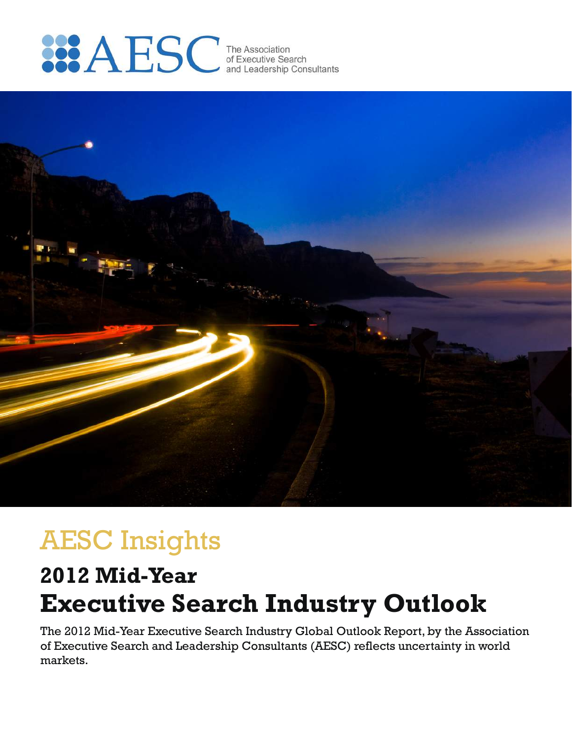AESC The Association of Executive Search and Leadership Consultants

# AESC Insights

## 2012 Mid-Year

# Executive Search Industry Outlook

The 2012 Mid-Year Executive Search Industry Global Outlook Report, by the Association of Executive Search and Leadership Consultants (AESC) reflects uncertainty in world markets.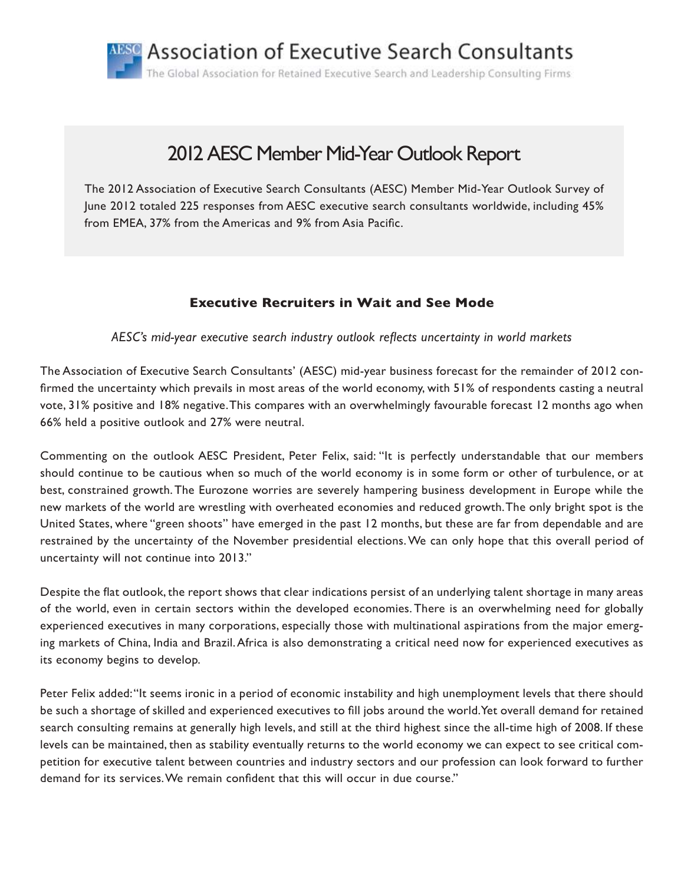# Association of Executive Search Consultants

The Global Association for Retained Executive Search and Leadership Consulting Firms

## 2012 AESC Member Mid-Year Outlook Report

The 2012 Association of Executive Search Consultants (AESC) Member Mid-Year Outlook Survey of June 2012 totaled 225 responses from AESC executive search consultants worldwide, including 45% from EMEA, 37% from the Americas and 9% from Asia Pacific.

### Executive Recruiters in Wait and See Mode

*AESC's mid-year executive search industry outlook reflects uncertainty in world markets*

The Association of Executive Search Consultants' (AESC) mid-year business forecast for the remainder of 2012 confirmed the uncertainty which prevails in most areas of the world economy, with 51% of respondents casting a neutral vote, 31% positive and 18% negative. This compares with an overwhelmingly favourable forecast 12 months ago when 66% held a positive outlook and 27% were neutral.

Commenting on the outlook AESC President, Peter Felix, said: "It is perfectly understandable that our members should continue to be cautious when so much of the world economy is in some form or other of turbulence, or at best, constrained growth. The Eurozone worries are severely hampering business development in Europe while the new markets of the world are wrestling with overheated economies and reduced growth. The only bright spot is the United States, where "green shoots" have emerged in the past 12 months, but these are far from dependable and are restrained by the uncertainty of the November presidential elections. We can only hope that this overall period of uncertainty will not continue into 2013."

Despite the flat outlook, the report shows that clear indications persist of an underlying talent shortage in many areas of the world, even in certain sectors within the developed economies. There is an overwhelming need for globally experienced executives in many corporations, especially those with multinational aspirations from the major emerging markets of China, India and Brazil. Africa is also demonstrating a critical need now for experienced executives as its economy begins to develop.

Peter Felix added: "It seems ironic in a period of economic instability and high unemployment levels that there should be such a shortage of skilled and experienced executives to fill jobs around the world. Yet overall demand for retained search consulting remains at generally high levels, and still at the third highest since the all-time high of 2008. If these levels can be maintained, then as stability eventually returns to the world economy we can expect to see critical competition for executive talent between countries and industry sectors and our profession can look forward to further demand for its services. We remain confident that this will occur in due course."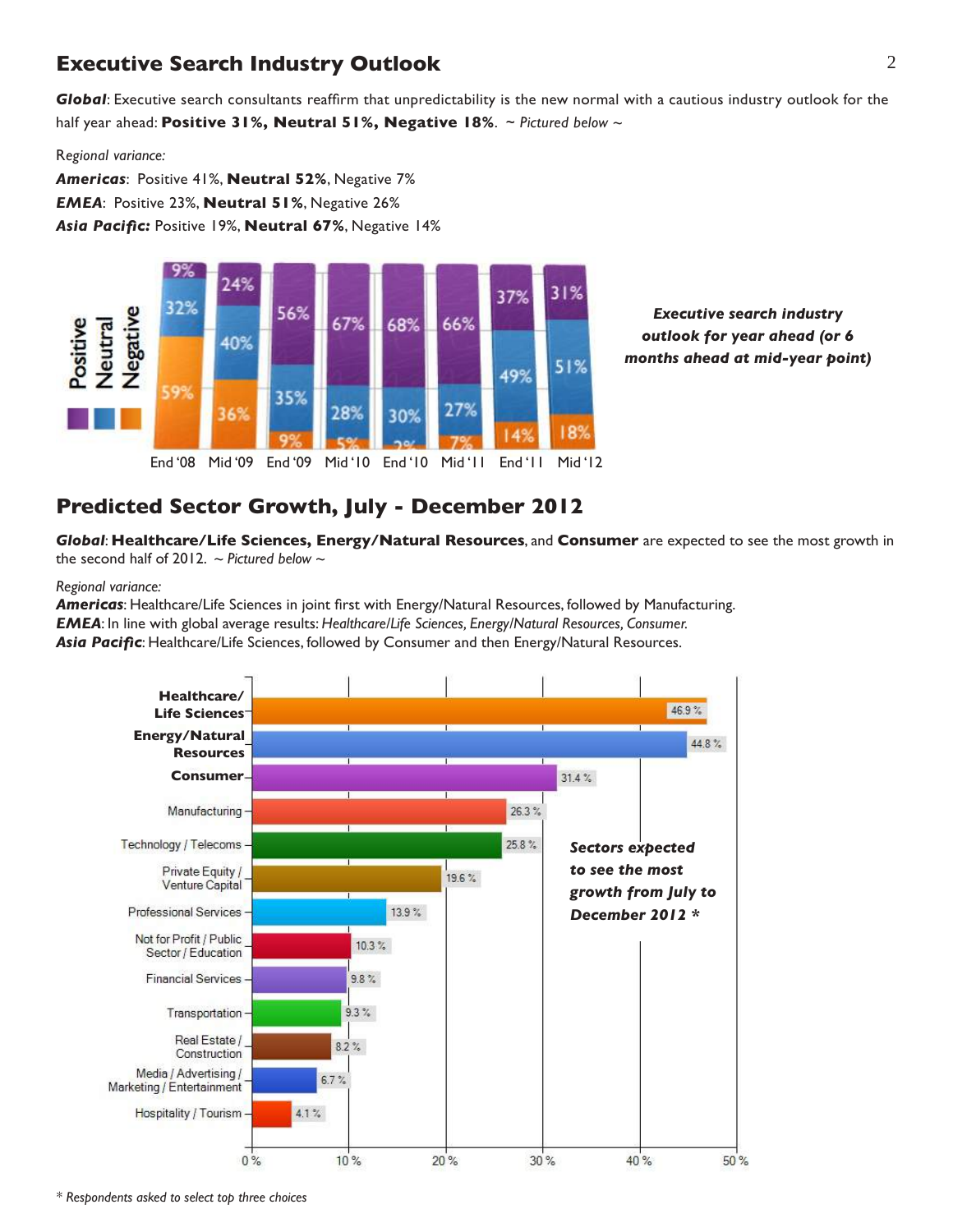## Executive Search Industry Outlook

***Global***: Executive search consultants reaffirm that unpredictability is the new normal with a cautious industry outlook for the half year ahead: **Positive 31%, Neutral 51%, Negative 18%**. *~ Pictured below ~*

*Regional variance:*

***Americas***: Positive 41%, **Neutral 52%**, Negative 7%
***EMEA***: Positive 23%, **Neutral 51%**, Negative 26%
***Asia Pacific:*** Positive 19%, **Neutral 67%**, Negative 14%

| | End '08 | Mid '09 | End '09 | Mid '10 | End '10 | Mid '11 | End '11 | Mid '12 |
|---|---|---|---|---|---|---|---|---|
| Positive | 9% | 24% | 56% | 67% | 68% | 66% | 37% | 31% |
| Neutral | 32% | 40% | 35% | 28% | 30% | 27% | 49% | 51% |
| Negative | 59% | 36% | 9% | 5% | 2% | 7% | 14% | 18% |

***Executive search industry outlook for year ahead (or 6 months ahead at mid-year point)***

## Predicted Sector Growth, July - December 2012

***Global***: **Healthcare/Life Sciences, Energy/Natural Resources**, and **Consumer** are expected to see the most growth in the second half of 2012. *~ Pictured below ~*

*Regional variance:*

***Americas***: Healthcare/Life Sciences in joint first with Energy/Natural Resources, followed by Manufacturing.
***EMEA***: In line with global average results: *Healthcare/Life Sciences, Energy/Natural Resources, Consumer.*
***Asia Pacific***: Healthcare/Life Sciences, followed by Consumer and then Energy/Natural Resources.

| Sector | % |
|---|---|
| **Healthcare/Life Sciences** | 46.9 % |
| **Energy/Natural Resources** | 44.8 % |
| **Consumer** | 31.4 % |
| Manufacturing | 26.3 % |
| Technology / Telecoms | 25.8 % |
| Private Equity / Venture Capital | 19.6 % |
| Professional Services | 13.9 % |
| Not for Profit / Public Sector / Education | 10.3 % |
| Financial Services | 9.8 % |
| Transportation | 9.3 % |
| Real Estate / Construction | 8.2 % |
| Media / Advertising / Marketing / Entertainment | 6.7 % |
| Hospitality / Tourism | 4.1 % |

***Sectors expected to see the most growth from July to December 2012 \****

*\* Respondents asked to select top three choices*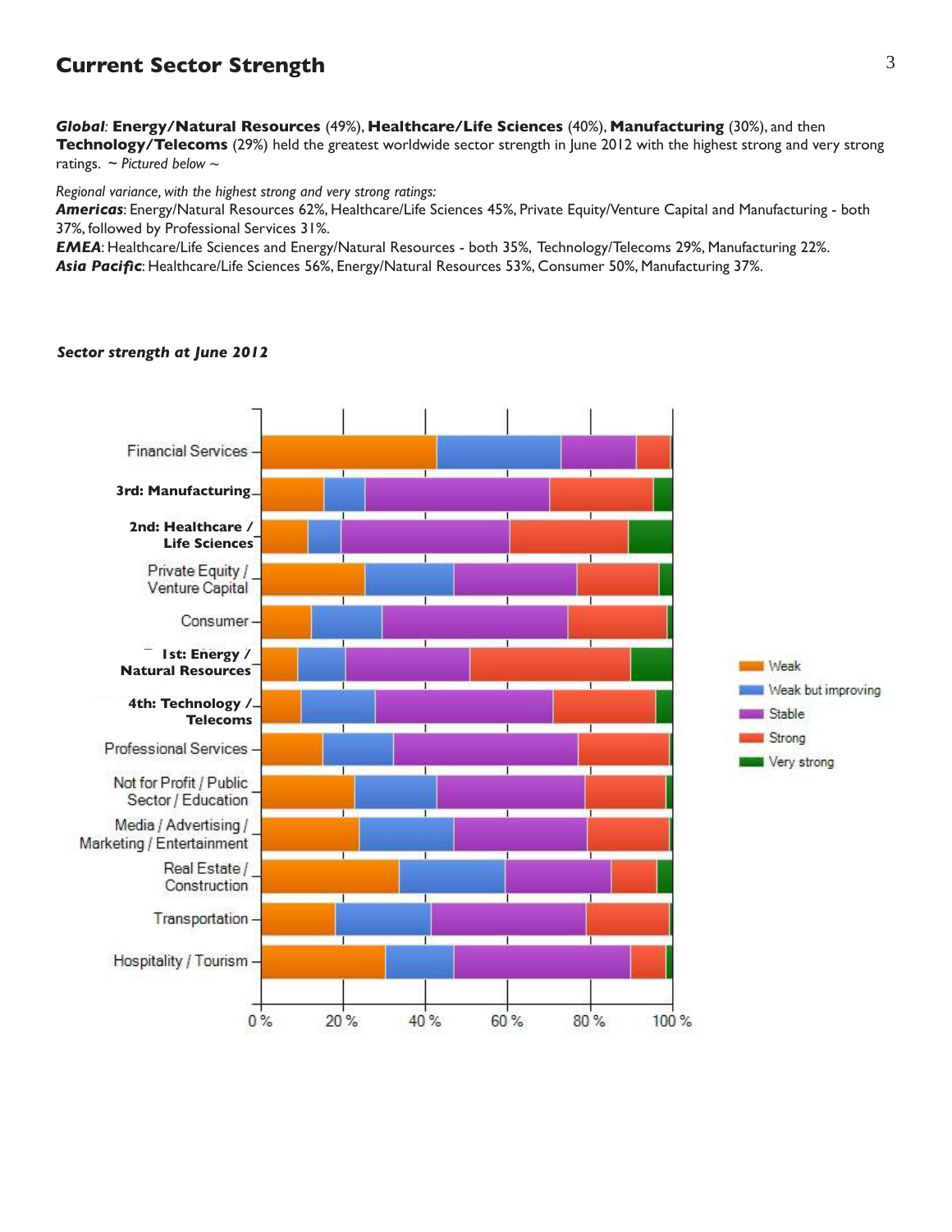## Current Sector Strength

***Global***: **Energy/Natural Resources** (49%), **Healthcare/Life Sciences** (40%), **Manufacturing** (30%), and then **Technology/Telecoms** (29%) held the greatest worldwide sector strength in June 2012 with the highest strong and very strong ratings. ~ *Pictured below* ~

*Regional variance, with the highest strong and very strong ratings:*

***Americas***: Energy/Natural Resources 62%, Healthcare/Life Sciences 45%, Private Equity/Venture Capital and Manufacturing - both 37%, followed by Professional Services 31%.

***EMEA***: Healthcare/Life Sciences and Energy/Natural Resources - both 35%, Technology/Telecoms 29%, Manufacturing 22%.

***Asia Pacific***: Healthcare/Life Sciences 56%, Energy/Natural Resources 53%, Consumer 50%, Manufacturing 37%.

***Sector strength at June 2012***

Financial Services

**3rd: Manufacturing**

**2nd: Healthcare / Life Sciences**

Private Equity / Venture Capital

Consumer

**1st: Energy / Natural Resources**

**4th: Technology / Telecoms**

Professional Services

Not for Profit / Public Sector / Education

Media / Advertising / Marketing / Entertainment

Real Estate / Construction

Transportation

Hospitality / Tourism

0 % 20 % 40 % 60 % 80 % 100 %

Weak | Weak but improving | Stable | Strong | Very strong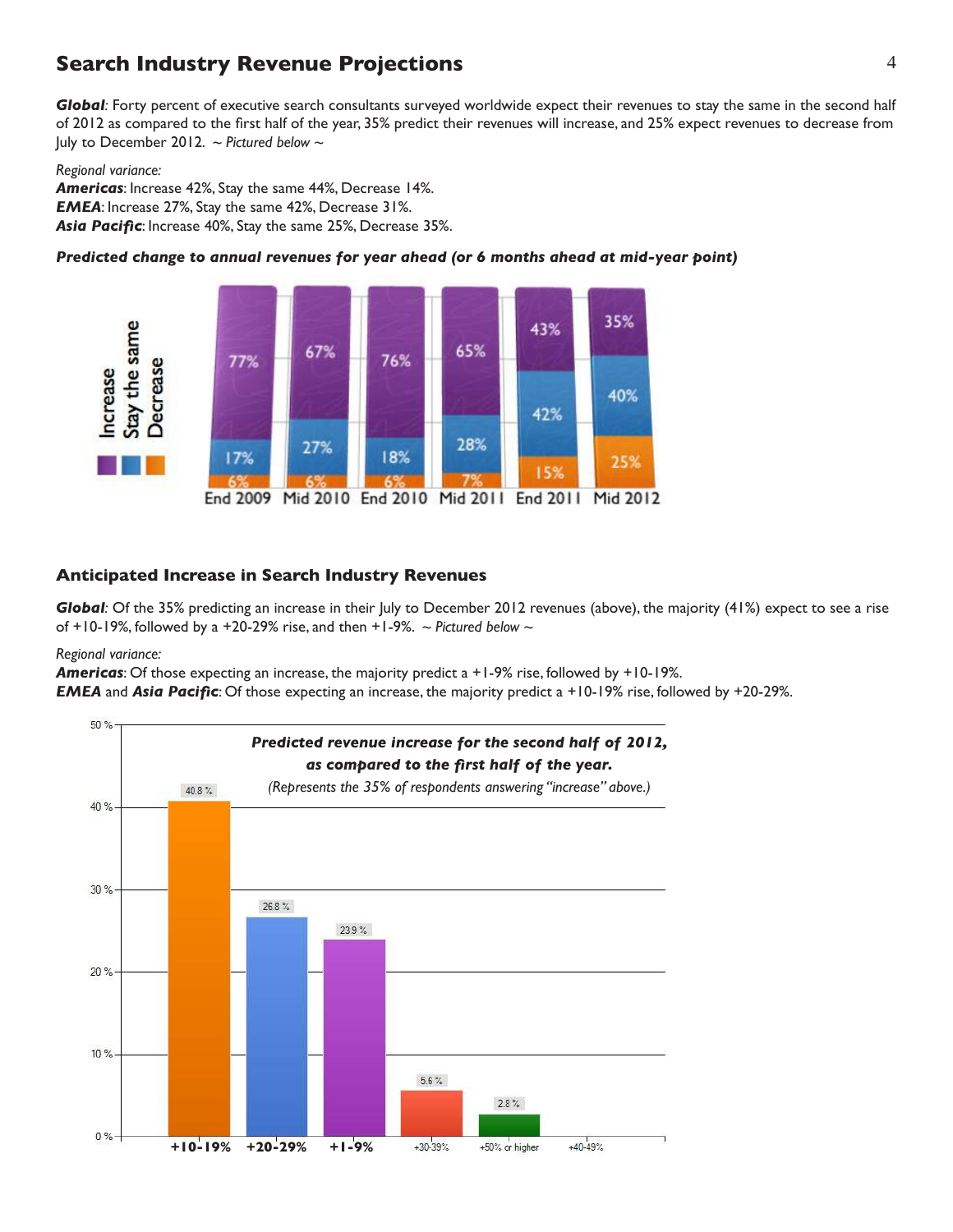## Search Industry Revenue Projections

***Global****:* Forty percent of executive search consultants surveyed worldwide expect their revenues to stay the same in the second half of 2012 as compared to the first half of the year, 35% predict their revenues will increase, and 25% expect revenues to decrease from July to December 2012. *~ Pictured below ~*

*Regional variance:*

***Americas***: Increase 42%, Stay the same 44%, Decrease 14%.
***EMEA***: Increase 27%, Stay the same 42%, Decrease 31%.
***Asia Pacific***: Increase 40%, Stay the same 25%, Decrease 35%.

***Predicted change to annual revenues for year ahead (or 6 months ahead at mid-year point)***

| | End 2009 | Mid 2010 | End 2010 | Mid 2011 | End 2011 | Mid 2012 |
|---|---|---|---|---|---|---|
| Increase | 77% | 67% | 76% | 65% | 43% | 35% |
| Stay the same | 17% | 27% | 18% | 28% | 42% | 40% |
| Decrease | 6% | 6% | 6% | 7% | 15% | 25% |

### Anticipated Increase in Search Industry Revenues

***Global****:* Of the 35% predicting an increase in their July to December 2012 revenues (above), the majority (41%) expect to see a rise of +10-19%, followed by a +20-29% rise, and then +1-9%. *~ Pictured below ~*

*Regional variance:*

***Americas***: Of those expecting an increase, the majority predict a +1-9% rise, followed by +10-19%.
***EMEA*** and ***Asia Pacific***: Of those expecting an increase, the majority predict a +10-19% rise, followed by +20-29%.

***Predicted revenue increase for the second half of 2012, as compared to the first half of the year.***
*(Represents the 35% of respondents answering "increase" above.)*

| Predicted increase | Respondents |
|---|---|
| +10-19% | 40.8 % |
| +20-29% | 26.8 % |
| +1-9% | 23.9 % |
| +30-39% | 5.6 % |
| +50% or higher | 2.8 % |
| +40-49% | |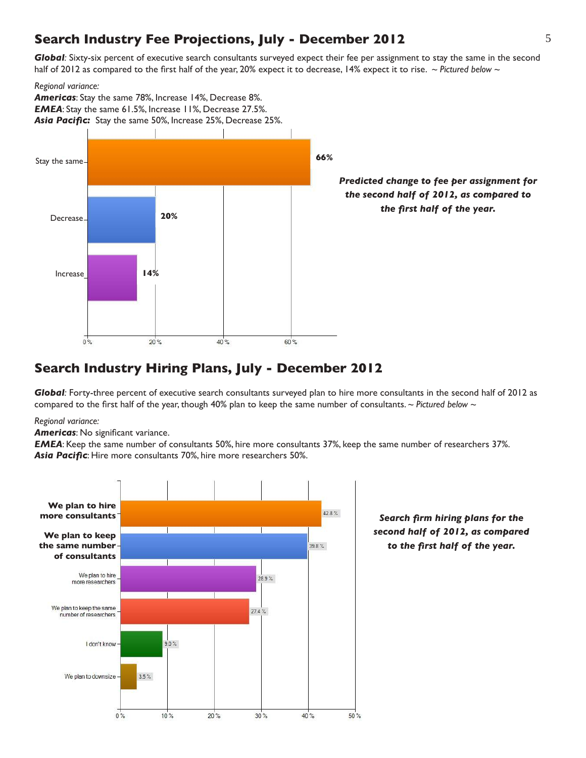## Search Industry Fee Projections, July - December 2012

***Global**: Sixty-six percent of executive search consultants surveyed expect their fee per assignment to stay the same in the second half of 2012 as compared to the first half of the year, 20% expect it to decrease, 14% expect it to rise. ~ *Pictured below* ~

*Regional variance:*

***Americas***: Stay the same 78%, Increase 14%, Decrease 8%.
***EMEA***: Stay the same 61.5%, Increase 11%, Decrease 27.5%.
***Asia Pacific:*** Stay the same 50%, Increase 25%, Decrease 25%.

| Predicted change | Percentage |
|---|---|
| Stay the same | 66% |
| Decrease | 20% |
| Increase | 14% |

***Predicted change to fee per assignment for the second half of 2012, as compared to the first half of the year.***

## Search Industry Hiring Plans, July - December 2012

***Global**: Forty-three percent of executive search consultants surveyed plan to hire more consultants in the second half of 2012 as compared to the first half of the year, though 40% plan to keep the same number of consultants. ~ *Pictured below* ~

*Regional variance:*

***Americas***: No significant variance.
***EMEA***: Keep the same number of consultants 50%, hire more consultants 37%, keep the same number of researchers 37%.
***Asia Pacific***: Hire more consultants 70%, hire more researchers 50%.

| Hiring plan | Percentage |
|---|---|
| We plan to hire more consultants | 42.8 % |
| We plan to keep the same number of consultants | 39.8 % |
| We plan to hire more researchers | 28.9 % |
| We plan to keep the same number of researchers | 27.4 % |
| I don't know | 9.0 % |
| We plan to downsize | 3.5 % |

***Search firm hiring plans for the second half of 2012, as compared to the first half of the year.***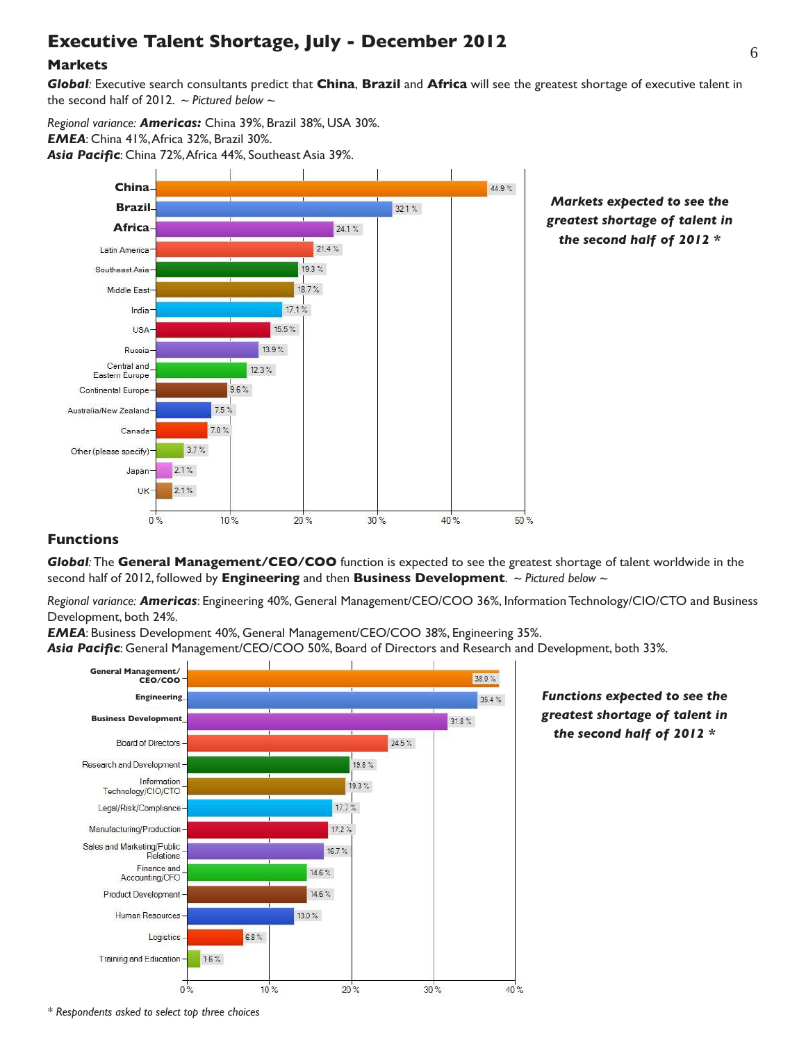# Executive Talent Shortage, July - December 2012

## Markets

***Global***: Executive search consultants predict that **China**, **Brazil** and **Africa** will see the greatest shortage of executive talent in the second half of 2012. *~ Pictured below ~*

*Regional variance:* ***Americas:*** China 39%, Brazil 38%, USA 30%.
***EMEA***: China 41%, Africa 32%, Brazil 30%.
***Asia Pacific***: China 72%, Africa 44%, Southeast Asia 39%.

***Markets expected to see the greatest shortage of talent in the second half of 2012 \****

| Market | % |
|---|---|
| **China** | 44.9 % |
| **Brazil** | 32.1 % |
| **Africa** | 24.1 % |
| Latin America | 21.4 % |
| Southeast Asia | 19.3 % |
| Middle East | 18.7 % |
| India | 17.1 % |
| USA | 15.5 % |
| Russia | 13.9 % |
| Central and Eastern Europe | 12.3 % |
| Continental Europe | 9.6 % |
| Australia/New Zealand | 7.5 % |
| Canada | 7.0 % |
| Other (please specify) | 3.7 % |
| Japan | 2.1 % |
| UK | 2.1 % |

## Functions

***Global***: The **General Management/CEO/COO** function is expected to see the greatest shortage of talent worldwide in the second half of 2012, followed by **Engineering** and then **Business Development**. *~ Pictured below ~*

*Regional variance:* ***Americas***: Engineering 40%, General Management/CEO/COO 36%, Information Technology/CIO/CTO and Business Development, both 24%.
***EMEA***: Business Development 40%, General Management/CEO/COO 38%, Engineering 35%.
***Asia Pacific***: General Management/CEO/COO 50%, Board of Directors and Research and Development, both 33%.

***Functions expected to see the greatest shortage of talent in the second half of 2012 \****

| Function | % |
|---|---|
| **General Management/CEO/COO** | 38.0 % |
| **Engineering** | 35.4 % |
| **Business Development** | 31.8 % |
| Board of Directors | 24.5 % |
| Research and Development | 19.8 % |
| Information Technology/CIO/CTO | 19.3 % |
| Legal/Risk/Compliance | 17.7 % |
| Manufacturing/Production | 17.2 % |
| Sales and Marketing/Public Relations | 16.7 % |
| Finance and Accounting/CFO | 14.6 % |
| Product Development | 14.6 % |
| Human Resources | 13.0 % |
| Logistics | 6.8 % |
| Training and Education | 1.6 % |

*\* Respondents asked to select top three choices*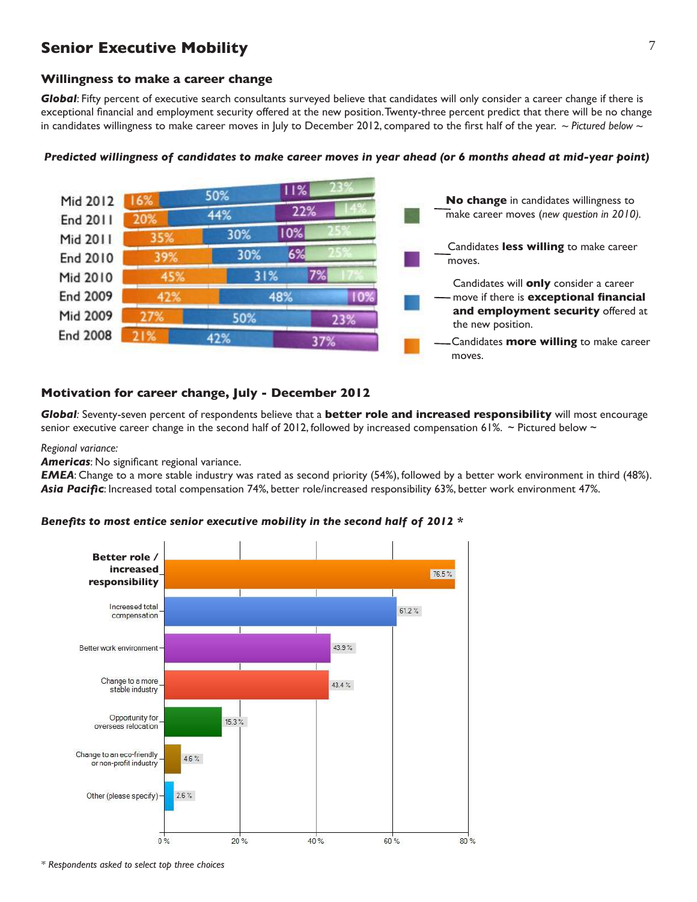## Senior Executive Mobility

### Willingness to make a career change

***Global***: Fifty percent of executive search consultants surveyed believe that candidates will only consider a career change if there is exceptional financial and employment security offered at the new position. Twenty-three percent predict that there will be no change in candidates willingness to make career moves in July to December 2012, compared to the first half of the year. *~ Pictured below ~*

***Predicted willingness of candidates to make career moves in year ahead (or 6 months ahead at mid-year point)***

| Period | Candidates **more willing** to make career moves | Candidates will **only** consider a career move if there is **exceptional financial and employment security** offered at the new position | Candidates **less willing** to make career moves | **No change** in candidates willingness to make career moves (*new question in 2010*) |
|---|---|---|---|---|
| Mid 2012 | 16% | 50% | 11% | 23% |
| End 2011 | 20% | 44% | 22% | 14% |
| Mid 2011 | 35% | 30% | 10% | 25% |
| End 2010 | 39% | 30% | 6% | 25% |
| Mid 2010 | 45% | 31% | 7% | 17% |
| End 2009 | 42% | 48% | 10% | |
| Mid 2009 | 27% | 50% | 23% | |
| End 2008 | 21% | 42% | 37% | |

### Motivation for career change, July - December 2012

***Global****:* Seventy-seven percent of respondents believe that a **better role and increased responsibility** will most encourage senior executive career change in the second half of 2012, followed by increased compensation 61%. ~ Pictured below ~

*Regional variance:*

***Americas***: No significant regional variance.

***EMEA***: Change to a more stable industry was rated as second priority (54%), followed by a better work environment in third (48%).

***Asia Pacific***: Increased total compensation 74%, better role/increased responsibility 63%, better work environment 47%.

***Benefits to most entice senior executive mobility in the second half of 2012 \****

| Benefit | Percentage |
|---|---|
| **Better role / increased responsibility** | 76.5 % |
| Increased total compensation | 61.2 % |
| Better work environment | 43.9 % |
| Change to a more stable industry | 43.4 % |
| Opportunity for oversees relocation | 15.3 % |
| Change to an eco-friendly or non-profit industry | 4.6 % |
| Other (please specify) | 2.6 % |

*\* Respondents asked to select top three choices*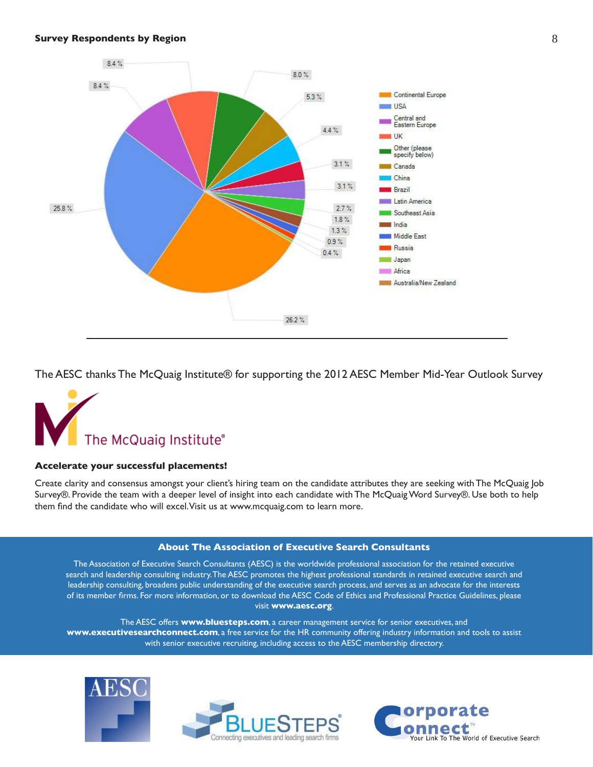**Survey Respondents by Region**

8.4 %
8.4 %
8.0 %
5.3 %
4.4 %
3.1 %
3.1 %
2.7 %
1.8 %
1.3 %
0.9 %
0.4 %
25.8 %
26.2 %

Continental Europe
USA
Central and Eastern Europe
UK
Other (please specify below)
Canada
China
Brazil
Latin America
Southeast Asia
India
Middle East
Russia
Japan
Africa
Australia/New Zealand

---

The AESC thanks The McQuaig Institute® for supporting the 2012 AESC Member Mid-Year Outlook Survey

The McQuaig Institute®

**Accelerate your successful placements!**

Create clarity and consensus amongst your client's hiring team on the candidate attributes they are seeking with The McQuaig Job Survey®. Provide the team with a deeper level of insight into each candidate with The McQuaig Word Survey®. Use both to help them find the candidate who will excel. Visit us at www.mcquaig.com to learn more.

## About The Association of Executive Search Consultants

The Association of Executive Search Consultants (AESC) is the worldwide professional association for the retained executive search and leadership consulting industry. The AESC promotes the highest professional standards in retained executive search and leadership consulting, broadens public understanding of the executive search process, and serves as an advocate for the interests of its member firms. For more information, or to download the AESC Code of Ethics and Professional Practice Guidelines, please visit **www.aesc.org**.

The AESC offers **www.bluesteps.com**, a career management service for senior executives, and **www.executivesearchconnect.com**, a free service for the HR community offering industry information and tools to assist with senior executive recruiting, including access to the AESC membership directory.

AESC

BLUESTEPS® Connecting executives and leading search firms

Corporate Connect™ Your Link To The World of Executive Search